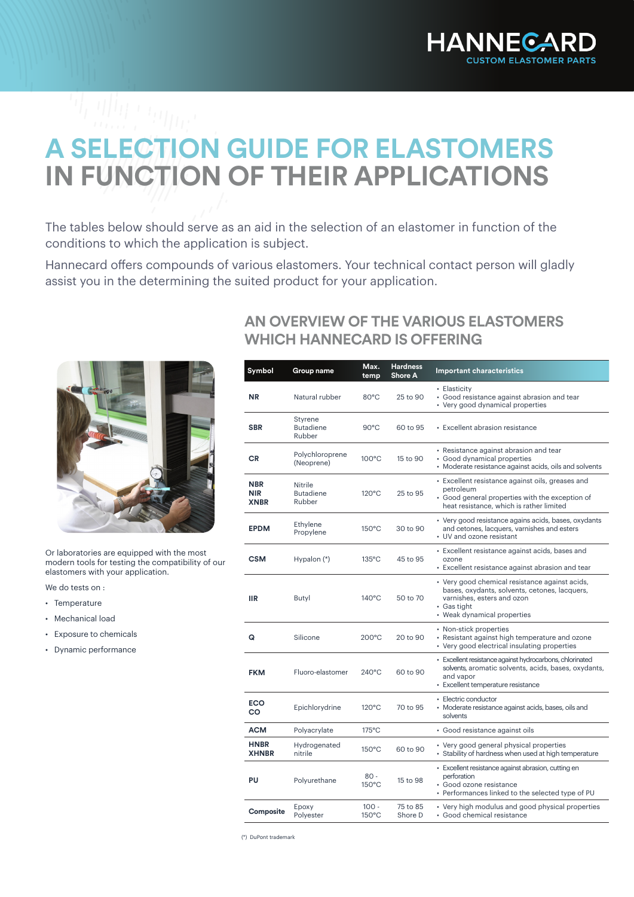HANNECARD
CUSTOM ELASTOMER PARTS

# A SELECTION GUIDE FOR ELASTOMERS IN FUNCTION OF THEIR APPLICATIONS

The tables below should serve as an aid in the selection of an elastomer in function of the conditions to which the application is subject.

Hannecard offers compounds of various elastomers. Your technical contact person will gladly assist you in the determining the suited product for your application.

Or laboratories are equipped with the most modern tools for testing the compatibility of our elastomers with your application.

We do tests on :

- Temperature
- Mechanical load
- Exposure to chemicals
- Dynamic performance

## AN OVERVIEW OF THE VARIOUS ELASTOMERS WHICH HANNECARD IS OFFERING

| Symbol | Group name | Max. temp | Hardness Shore A | Important characteristics |
|---|---|---|---|---|
| **NR** | Natural rubber | 80°C | 25 to 90 | • Elasticity<br>• Good resistance against abrasion and tear<br>• Very good dynamical properties |
| **SBR** | Styrene Butadiene Rubber | 90°C | 60 to 95 | • Excellent abrasion resistance |
| **CR** | Polychloroprene (Neoprene) | 100°C | 15 to 90 | • Resistance against abrasion and tear<br>• Good dynamical properties<br>• Moderate resistance against acids, oils and solvents |
| **NBR**<br>**NIR**<br>**XNBR** | Nitrile Butadiene Rubber | 120°C | 25 to 95 | • Excellent resistance against oils, greases and petroleum<br>• Good general properties with the exception of heat resistance, which is rather limited |
| **EPDM** | Ethylene Propylene | 150°C | 30 to 90 | • Very good resistance agains acids, bases, oxydants and cetones, lacquers, varnishes and esters<br>• UV and ozone resistant |
| **CSM** | Hypalon (*) | 135°C | 45 to 95 | • Excellent resistance against acids, bases and ozone<br>• Excellent resistance against abrasion and tear |
| **IIR** | Butyl | 140°C | 50 to 70 | • Very good chemical resistance against acids, bases, oxydants, solvents, cetones, lacquers, varnishes, esters and ozon<br>• Gas tight<br>• Weak dynamical properties |
| **Q** | Silicone | 200°C | 20 to 90 | • Non-stick properties<br>• Resistant against high temperature and ozone<br>• Very good electrical insulating properties |
| **FKM** | Fluoro-elastomer | 240°C | 60 to 90 | • Excellent resistance against hydrocarbons, chlorinated solvents, aromatic solvents, acids, bases, oxydants, and vapor<br>• Excellent temperature resistance |
| **ECO**<br>**CO** | Epichlorydrine | 120°C | 70 to 95 | • Electric conductor<br>• Moderate resistance against acids, bases, oils and solvents |
| **ACM** | Polyacrylate | 175°C | | • Good resistance against oils |
| **HNBR**<br>**XHNBR** | Hydrogenated nitrile | 150°C | 60 to 90 | • Very good general physical properties<br>• Stability of hardness when used at high temperature |
| **PU** | Polyurethane | 80 - 150°C | 15 to 98 | • Excellent resistance against abrasion, cutting en perforation<br>• Good ozone resistance<br>• Performances linked to the selected type of PU |
| **Composite** | Epoxy Polyester | 100 - 150°C | 75 to 85 Shore D | • Very high modulus and good physical properties<br>• Good chemical resistance |

(*) DuPont trademark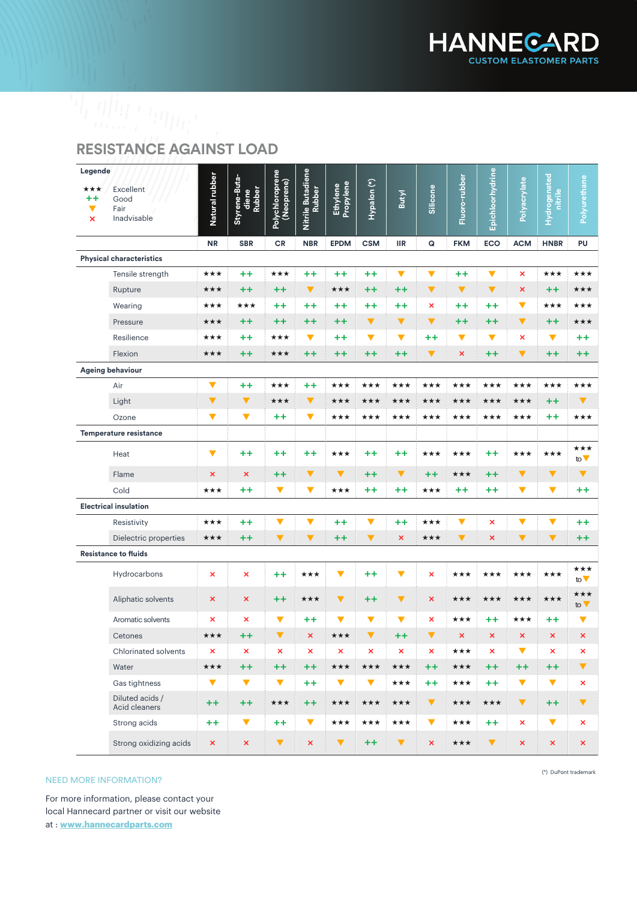HANNECARD CUSTOM ELASTOMER PARTS

## RESISTANCE AGAINST LOAD

**Legende**

- ★★★ Excellent
- ++ Good
- ▼ Fair
- × Inadvisable

| | Natural rubber | Styrene-Butadiene Rubber | Polychloroprene (Neoprene) | Nitrile Butadiene Rubber | Ethylene Propylene | Hypalon (*) | Butyl | Silicone | Fluoro-rubber | Epichloorhydrine | Polyacrylate | Hydrogenated nitrile | Polyurethane |
|---|---|---|---|---|---|---|---|---|---|---|---|---|---|
| | NR | SBR | CR | NBR | EPDM | CSM | IIR | Q | FKM | ECO | ACM | HNBR | PU |
| **Physical characteristics** | | | | | | | | | | | | | |
| Tensile strength | ★★★ | ++ | ★★★ | ++ | ++ | ++ | ▼ | ▼ | ++ | ▼ | × | ★★★ | ★★★ |
| Rupture | ★★★ | ++ | ++ | ▼ | ★★★ | ++ | ++ | ▼ | ▼ | ▼ | × | ++ | ★★★ |
| Wearing | ★★★ | ★★★ | ++ | ++ | ++ | ++ | ++ | × | ++ | ++ | ▼ | ★★★ | ★★★ |
| Pressure | ★★★ | ++ | ++ | ++ | ++ | ▼ | ▼ | ▼ | ++ | ++ | ▼ | ++ | ★★★ |
| Resilience | ★★★ | ++ | ★★★ | ▼ | ++ | ▼ | ▼ | ++ | ▼ | ▼ | × | ▼ | ++ |
| Flexion | ★★★ | ++ | ★★★ | ++ | ++ | ++ | ++ | ▼ | × | ++ | ▼ | ++ | ++ |
| **Ageing behaviour** | | | | | | | | | | | | | |
| Air | ▼ | ++ | ★★★ | ++ | ★★★ | ★★★ | ★★★ | ★★★ | ★★★ | ★★★ | ★★★ | ★★★ | ★★★ |
| Light | ▼ | ▼ | ★★★ | ▼ | ★★★ | ★★★ | ★★★ | ★★★ | ★★★ | ★★★ | ★★★ | ++ | ▼ |
| Ozone | ▼ | ▼ | ++ | ▼ | ★★★ | ★★★ | ★★★ | ★★★ | ★★★ | ★★★ | ★★★ | ++ | ★★★ |
| **Temperature resistance** | | | | | | | | | | | | | |
| Heat | ▼ | ++ | ++ | ++ | ★★★ | ++ | ++ | ★★★ | ★★★ | ++ | ★★★ | ★★★ | ★★★ to ▼ |
| Flame | × | × | ++ | ▼ | ▼ | ++ | ▼ | ++ | ★★★ | ++ | ▼ | ▼ | ▼ |
| Cold | ★★★ | ++ | ▼ | ▼ | ★★★ | ++ | ++ | ★★★ | ++ | ++ | ▼ | ▼ | ++ |
| **Electrical insulation** | | | | | | | | | | | | | |
| Resistivity | ★★★ | ++ | ▼ | ▼ | ++ | ▼ | ++ | ★★★ | ▼ | × | ▼ | ▼ | ++ |
| Dielectric properties | ★★★ | ++ | ▼ | ▼ | ++ | ▼ | × | ★★★ | ▼ | × | ▼ | ▼ | ++ |
| **Resistance to fluids** | | | | | | | | | | | | | |
| Hydrocarbons | × | × | ++ | ★★★ | ▼ | ++ | ▼ | × | ★★★ | ★★★ | ★★★ | ★★★ | ★★★ to ▼ |
| Aliphatic solvents | × | × | ++ | ★★★ | ▼ | ++ | ▼ | × | ★★★ | ★★★ | ★★★ | ★★★ | ★★★ to ▼ |
| Aromatic solvents | × | × | ▼ | ++ | ▼ | ▼ | ▼ | × | ★★★ | ++ | ★★★ | ++ | ▼ |
| Cetones | ★★★ | ++ | ▼ | × | ★★★ | ▼ | ++ | ▼ | × | × | × | × | × |
| Chlorinated solvents | × | × | × | × | × | × | × | × | ★★★ | × | ▼ | × | × |
| Water | ★★★ | ++ | ++ | ++ | ★★★ | ★★★ | ★★★ | ++ | ★★★ | ++ | ++ | ++ | ▼ |
| Gas tightness | ▼ | ▼ | ▼ | ++ | ▼ | ▼ | ★★★ | ++ | ★★★ | ++ | ▼ | ▼ | × |
| Diluted acids / Acid cleaners | ++ | ++ | ★★★ | ++ | ★★★ | ★★★ | ★★★ | ▼ | ★★★ | ★★★ | ▼ | ++ | ▼ |
| Strong acids | ++ | ▼ | ++ | ▼ | ★★★ | ★★★ | ★★★ | ▼ | ★★★ | ++ | × | ▼ | × |
| Strong oxidizing acids | × | × | ▼ | × | ▼ | ++ | ▼ | × | ★★★ | ▼ | × | × | × |

(*) DuPont trademark

NEED MORE INFORMATION?

For more information, please contact your local Hannecard partner or visit our website at : **www.hannecardparts.com**